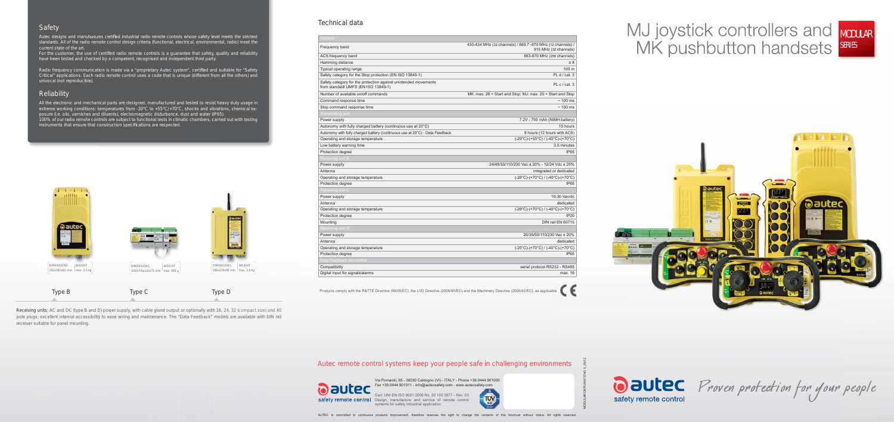## Safety

Autec designs and manufactures certified industrial radio remote controls whose safety level meets the strictest standards. All of the radio remote control design criteria (functional, electrical, environmental, radio) meet the current state of the art.
For the customer, the use of certified radio remote controls is a guarantee that safety, quality and reliability have been tested and checked by a competent, recognised and independent third party.

Radio frequency communication is made via a "proprietary Autec system", certified and suitable for "Safety Critical" applications. Each radio remote control uses a code that is unique (different from all the others) and univocal (not reproducible).

## Reliability

All the electronic and mechanical parts are designed, manufactured and tested to resist heavy duty usage in extreme working conditions: temperatures from -20°C to +55°C/+70°C, shocks and vibrations, chemical exposure (i.e. oils, varnishes and diluents), electromagnetic disturbance, dust and water (IP65).
100% of our radio remote controls are subject to functional tests in climatic chambers, carried out with testing instruments that ensure that construction specifications are respected.

| DIMENSIONS | WEIGHT |
|---|---|
| 302x361x91 mm | max. 3.5 kg |

Type B

| DIMENSIONS | WEIGHT |
|---|---|
| (160+72)x110x75 mm | max. 900 g |

Type C

| DIMENSIONS | WEIGHT |
|---|---|
| 188x236x95 mm | max. 2.6 kg |

Type D

**Receiving units:** AC and DC (type B and D) power supply, with cable gland output or optionally with 16, 24, 32 (compact size) and 40 pole plugs; excellent internal accessibility to ease wiring and maintenance. The "Data Feedback" models are available with DIN rail receiver suitable for panel mounting.

## Technical data

| General | |
|---|---|
| Frequency band | 433-434 MHz (32 channels) / 869.7 -870 MHz (12 channels) / 915 MHz (32 channels) |
| ACS frequency band | 863-870 MHz (256 channels) |
| Hamming distance | ≥ 8 |
| Typical operating range | 100 m |
| Safety category for the Stop protection (EN ISO 13849-1) | PL d / cat. 3 |
| Safety category for the protection against unintended movements from standstill UMFS (EN ISO 13849-1) | PL c / cat. 3 |
| Number of available on/off commands | MK: max. 28 + Start and Stop; MJ: max. 20 + Start and Stop |
| Command response time | ~ 100 ms |
| Stop command response time | ~ 100 ms |
| **Transmitting unit** | |
| Power supply | 7.2V - 750 mAh (NiMH battery) |
| Autonomy with fully charged battery (continuous use at 20°C) | 15 hours |
| Autonomy with fully charged battery (continuous use at 20°C) - Data Feedback | 8 hours (12 hours with ACS) |
| Operating and storage temperature | (-20°C)-(+55°C) / (-40°C)-(+70°C) |
| Low battery warning time | 3.5 minutes |
| Protection degree | IP65 |
| **Receiving unit B** | |
| Power supply | 24/48/55/110/230 Vac ± 20% - 12/24 Vdc ± 25% |
| Antenna | integrated or dedicated |
| Operating and storage temperature | (-20°C)-(+70°C) / (-40°C)-(+70°C) |
| Protection degree | IP65 |
| **Receiving unit C** | |
| Power supply | 10-30 Vac/dc |
| Antenna | dedicated |
| Operating and storage temperature | (-20°C)-(+70°C) / (-40°C)-(+70°C) |
| Protection degree | IP20 |
| Mounting | DIN rail EN 60715 |
| **Receiving unit D** | |
| Power supply | 25/35/50/110/230 Vac ± 20% |
| Antenna | dedicated |
| Operating and storage temperature | (-20°C)-(+70°C) / (-40°C)-(+70°C) |
| Protection degree | IP65 |
| **Data Feedback transmitter** | |
| Compatibility | serial protocol RS232 - RS485 |
| Digital input for signals/alarms | max. 16 |

Products comply with the R&TTE Directive (99/05/EC), the LVD Directive (2006/95/EC) and the Machinery Directive (2006/42/EC), as applicable. CE

Autec remote control systems keep your people safe in challenging environments

autec safety remote control

Via Pomaroli, 65 - 36030 Caldogno (VI) - ITALY - Phone +39.0444.901000
Fax +39.0444.901011 - info@autecsafety.com - www.autecsafety.com

Cert. UNI EN ISO 9001:2008 No. 50 100 2877 - Rev. 03
Design, manufacture and service of remote control systems for safety industrial application

MODULAR DEPLIANT ENG 5_0512

AUTEC is committed to continuous products improvement, therefore reserves the right to change the contents of this brochure without notice. All rights reserved.

# MJ joystick controllers and MK pushbutton handsets

MODULAR SERIES

autec safety remote control

*Proven protection for your people*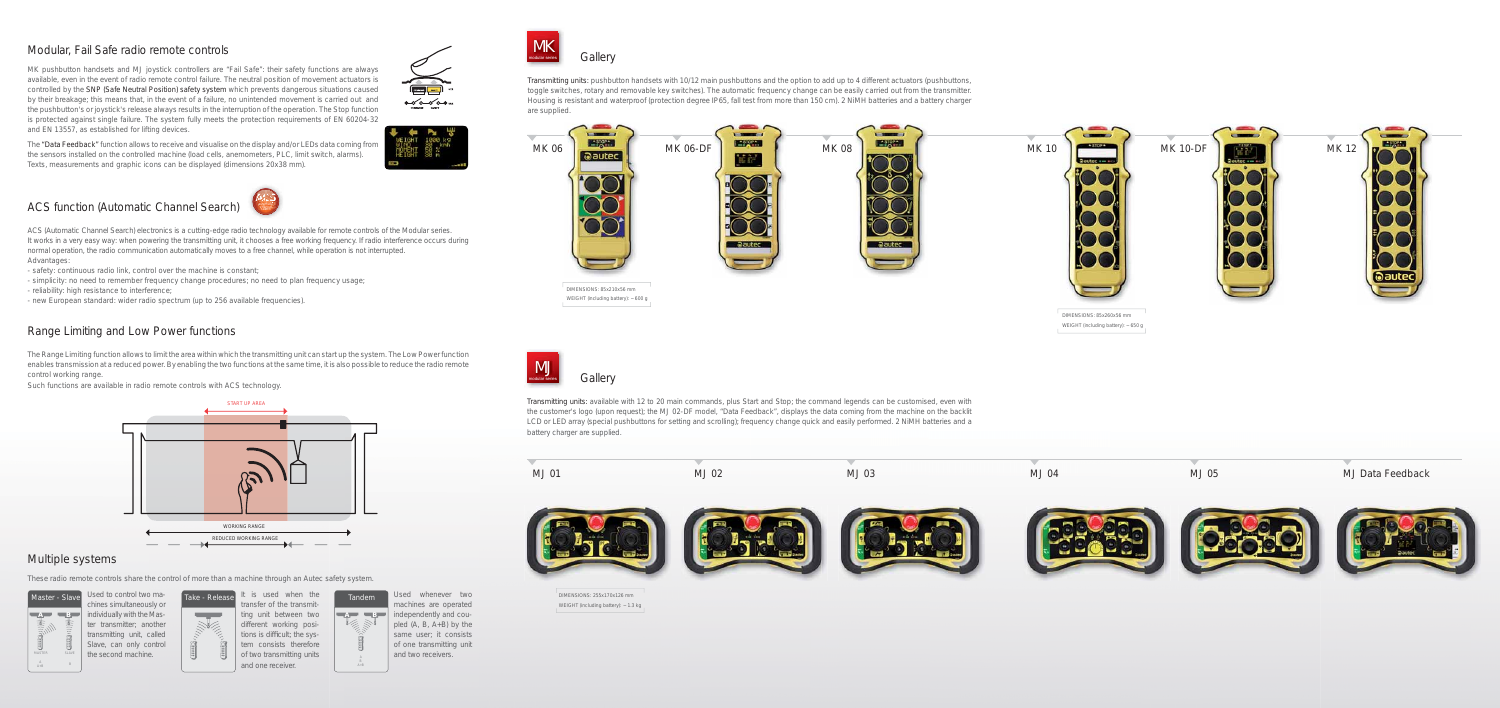## Modular, Fail Safe radio remote controls

MK pushbutton handsets and MJ joystick controllers are "Fail Safe": their safety functions are always available, even in the event of radio remote control failure. The neutral position of movement actuators is controlled by the SNP (Safe Neutral Position) safety system which prevents dangerous situations caused by their breakage; this means that, in the event of a failure, no unintended movement is carried out and the pushbutton's or joystick's release always results in the interruption of the operation. The Stop function is protected against single failure. The system fully meets the protection requirements of EN 60204-32 and EN 13557, as established for lifting devices.

The "Data Feedback" function allows to receive and visualise on the display and/or LEDs data coming from the sensors installed on the controlled machine (load cells, anemometers, PLC, limit switch, alarms). Texts, measurements and graphic icons can be displayed (dimensions 20x38 mm).

## ACS function (Automatic Channel Search)

ACS (Automatic Channel Search) electronics is a cutting-edge radio technology available for remote controls of the Modular series. It works in a very easy way: when powering the transmitting unit, it chooses a free working frequency. If radio interference occurs during normal operation, the radio communication automatically moves to a free channel, while operation is not interrupted.

Advantages:

- safety: continuous radio link, control over the machine is constant;
- simplicity: no need to remember frequency change procedures; no need to plan frequency usage;
- reliability: high resistance to interference;
- new European standard: wider radio spectrum (up to 256 available frequencies).

## Range Limiting and Low Power functions

The Range Limiting function allows to limit the area within which the transmitting unit can start up the system. The Low Power function enables transmission at a reduced power. By enabling the two functions at the same time, it is also possible to reduce the radio remote control working range.

Such functions are available in radio remote controls with ACS technology.

START UP AREA

WORKING RANGE

REDUCED WORKING RANGE

## Multiple systems

These radio remote controls share the control of more than a machine through an Autec safety system.

**Master - Slave** Used to control two machines simultaneously or individually with the Master transmitter; another transmitting unit, called Slave, can only control the second machine.

**Take - Release** It is used when the transfer of the transmitting unit between two different working positions is difficult; the system consists therefore of two transmitting units and one receiver.

**Tandem** Used whenever two machines are operated independently and coupled (A, B, A+B) by the same user; it consists of one transmitting unit and two receivers.

## MK Gallery

Transmitting units: pushbutton handsets with 10/12 main pushbuttons and the option to add up to 4 different actuators (pushbuttons, toggle switches, rotary and removable key switches). The automatic frequency change can be easily carried out from the transmitter. Housing is resistant and waterproof (protection degree IP65, fall test from more than 150 cm). 2 NiMH batteries and a battery charger are supplied.

MK 06 — MK 06-DF — MK 08

DIMENSIONS: 85x210x56 mm
WEIGHT (including battery): ~ 600 g

MK 10 — MK 10-DF — MK 12

DIMENSIONS: 85x260x56 mm
WEIGHT (including battery): ~ 650 g

## MJ Gallery

Transmitting units: available with 12 to 20 main commands, plus Start and Stop; the command legends can be customised, even with the customer's logo (upon request); the MJ 02-DF model, "Data Feedback", displays the data coming from the machine on the backlit LCD or LED array (special pushbuttons for setting and scrolling); frequency change quick and easily performed. 2 NiMH batteries and a battery charger are supplied.

MJ 01 — MJ 02 — MJ 03 — MJ 04 — MJ 05 — MJ Data Feedback

DIMENSIONS: 255x170x126 mm
WEIGHT (including battery): ~ 1.3 kg